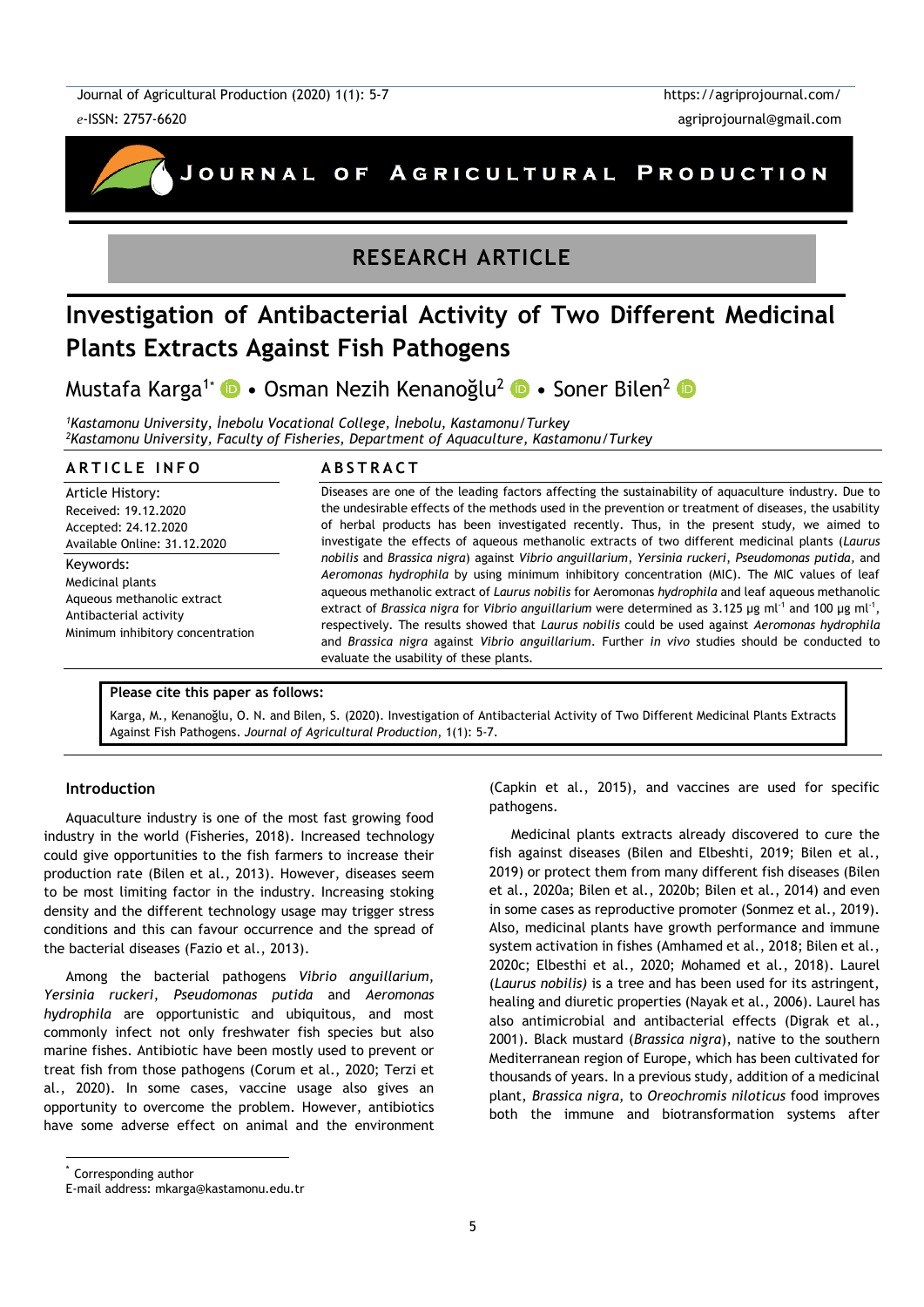RESEARCH ARTICLE

# Investigation of Antibacterial Activity of Two Different Medicinal Plants Extracts Against Fish Pathogens

Mustafa Karga[1*] • Osman Nezih Kenanoğlu[2] • Soner Bilen[2]

[1]*Kastamonu University, İnebolu Vocational College, İnebolu, Kastamonu/Turkey*
[2]*Kastamonu University, Faculty of Fisheries, Department of Aquaculture, Kastamonu/Turkey*

## ARTICLE INFO

Article History:
Received: 19.12.2020
Accepted: 24.12.2020
Available Online: 31.12.2020

Keywords:
Medicinal plants
Aqueous methanolic extract
Antibacterial activity
Minimum inhibitory concentration

## ABSTRACT

Diseases are one of the leading factors affecting the sustainability of aquaculture industry. Due to the undesirable effects of the methods used in the prevention or treatment of diseases, the usability of herbal products has been investigated recently. Thus, in the present study, we aimed to investigate the effects of aqueous methanolic extracts of two different medicinal plants (*Laurus nobilis* and *Brassica nigra*) against *Vibrio anguillarium*, *Yersinia ruckeri*, *Pseudomonas putida*, and *Aeromonas hydrophila* by using minimum inhibitory concentration (MIC). The MIC values of leaf aqueous methanolic extract of *Laurus nobilis* for Aeromonas *hydrophila* and leaf aqueous methanolic extract of *Brassica nigra* for *Vibrio anguillarium* were determined as 3.125 µg ml$^{-1}$ and 100 µg ml$^{-1}$, respectively. The results showed that *Laurus nobilis* could be used against *Aeromonas hydrophila* and *Brassica nigra* against *Vibrio anguillarium*. Further *in vivo* studies should be conducted to evaluate the usability of these plants.

**Please cite this paper as follows:**

Karga, M., Kenanoğlu, O. N. and Bilen, S. (2020). Investigation of Antibacterial Activity of Two Different Medicinal Plants Extracts Against Fish Pathogens. *Journal of Agricultural Production*, 1(1): 5-7.

## Introduction

Aquaculture industry is one of the most fast growing food industry in the world (Fisheries, 2018). Increased technology could give opportunities to the fish farmers to increase their production rate (Bilen et al., 2013). However, diseases seem to be most limiting factor in the industry. Increasing stoking density and the different technology usage may trigger stress conditions and this can favour occurrence and the spread of the bacterial diseases (Fazio et al., 2013).

Among the bacterial pathogens *Vibrio anguillarium*, *Yersinia ruckeri*, *Pseudomonas putida* and *Aeromonas hydrophila* are opportunistic and ubiquitous, and most commonly infect not only freshwater fish species but also marine fishes. Antibiotic have been mostly used to prevent or treat fish from those pathogens (Corum et al., 2020; Terzi et al., 2020). In some cases, vaccine usage also gives an opportunity to overcome the problem. However, antibiotics have some adverse effect on animal and the environment (Capkin et al., 2015), and vaccines are used for specific pathogens.

Medicinal plants extracts already discovered to cure the fish against diseases (Bilen and Elbeshti, 2019; Bilen et al., 2019) or protect them from many different fish diseases (Bilen et al., 2020a; Bilen et al., 2020b; Bilen et al., 2014) and even in some cases as reproductive promoter (Sonmez et al., 2019). Also, medicinal plants have growth performance and immune system activation in fishes (Amhamed et al., 2018; Bilen et al., 2020c; Elbesthi et al., 2020; Mohamed et al., 2018). Laurel (*Laurus nobilis)* is a tree and has been used for its astringent, healing and diuretic properties (Nayak et al., 2006). Laurel has also antimicrobial and antibacterial effects (Digrak et al., 2001). Black mustard (*Brassica nigra*), native to the southern Mediterranean region of Europe, which has been cultivated for thousands of years. In a previous study, addition of a medicinal plant, *Brassica nigra*, to *Oreochromis niloticus* food improves both the immune and biotransformation systems after

[*] Corresponding author
E-mail address: mkarga@kastamonu.edu.tr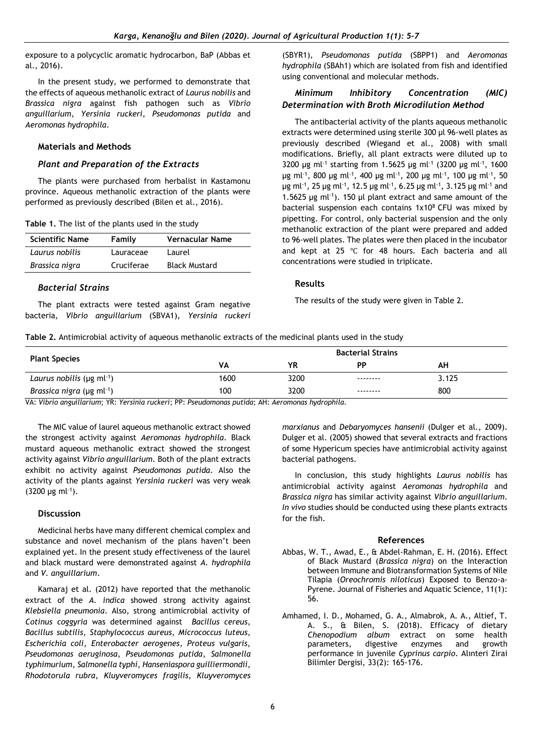exposure to a polycyclic aromatic hydrocarbon, BaP (Abbas et al., 2016).

In the present study, we performed to demonstrate that the effects of aqueous methanolic extract of *Laurus nobilis* and *Brassica nigra* against fish pathogen such as *Vibrio anguillarium*, *Yersinia ruckeri*, *Pseudomonas putida* and *Aeromonas hydrophila*.

## Materials and Methods

### *Plant and Preparation of the Extracts*

The plants were purchased from herbalist in Kastamonu province. Aqueous methanolic extraction of the plants were performed as previously described (Bilen et al., 2016).

**Table 1.** The list of the plants used in the study

| Scientific Name | Family | Vernacular Name |
|---|---|---|
| *Laurus nobilis* | Lauraceae | Laurel |
| *Brassica nigra* | Cruciferae | Black Mustard |

### *Bacterial Strains*

The plant extracts were tested against Gram negative bacteria, *Vibrio anguillarium* (SBVA1), *Yersinia ruckeri* (SBYR1), *Pseudomonas putida* (SBPP1) and *Aeromonas hydrophila* (SBAh1) which are isolated from fish and identified using conventional and molecular methods.

### *Minimum Inhibitory Concentration (MIC) Determination with Broth Microdilution Method*

The antibacterial activity of the plants aqueous methanolic extracts were determined using sterile 300 µl 96-well plates as previously described (Wiegand et al., 2008) with small modifications. Briefly, all plant extracts were diluted up to 3200 µg ml$^{-1}$ starting from 1.5625 µg ml$^{-1}$ (3200 µg ml$^{-1}$, 1600 µg ml$^{-1}$, 800 µg ml$^{-1}$, 400 µg ml$^{-1}$, 200 µg ml$^{-1}$, 100 µg ml$^{-1}$, 50 µg ml$^{-1}$, 25 µg ml$^{-1}$, 12.5 µg ml$^{-1}$, 6.25 µg ml$^{-1}$, 3.125 µg ml$^{-1}$ and 1.5625 µg ml$^{-1}$). 150 µl plant extract and same amount of the bacterial suspension each contains $1x10^8$ CFU was mixed by pipetting. For control, only bacterial suspension and the only methanolic extraction of the plant were prepared and added to 96-well plates. The plates were then placed in the incubator and kept at 25 °C for 48 hours. Each bacteria and all concentrations were studied in triplicate.

## Results

The results of the study were given in Table 2.

**Table 2.** Antimicrobial activity of aqueous methanolic extracts of the medicinal plants used in the study

| Plant Species | Bacterial Strains | | | |
|---|---|---|---|---|
| | VA | YR | PP | AH |
| *Laurus nobilis* (µg ml$^{-1}$) | 1600 | 3200 | -------- | 3.125 |
| *Brassica nigra* (µg ml$^{-1}$) | 100 | 3200 | -------- | 800 |

VA: *Vibrio anguillarium*; YR: *Yersinia ruckeri*; PP: *Pseudomonas putida*; AH: *Aeromonas hydrophila*.

The MIC value of laurel aqueous methanolic extract showed the strongest activity against *Aeromonas hydrophila*. Black mustard aqueous methanolic extract showed the strongest activity against *Vibrio anguillarium*. Both of the plant extracts exhibit no activity against *Pseudomonas putida*. Also the activity of the plants against *Yersinia ruckeri* was very weak (3200 µg ml$^{-1}$).

## Discussion

Medicinal herbs have many different chemical complex and substance and novel mechanism of the plans haven't been explained yet. In the present study effectiveness of the laurel and black mustard were demonstrated against *A. hydrophila* and *V. anguillarium*.

Kamaraj et al. (2012) have reported that the methanolic extract of the *A. indica* showed strong activity against *Klebsiella pneumonia*. Also, strong antimicrobial activity of *Cotinus coggyria* was determined against *Bacillus cereus*, *Bacillus subtilis*, *Staphylococcus aureus*, *Micrococcus luteus*, *Escherichia coli*, *Enterobacter aerogenes*, *Proteus vulgaris*, *Pseudomonas aeruginosa*, *Pseudomonas putida*, *Salmonella typhimurium*, *Salmonella typhi*, *Hanseniaspora guilliermondii*, *Rhodotorula rubra*, *Kluyveromyces fragilis*, *Kluyveromyces marxianus* and *Debaryomyces hansenii* (Dulger et al., 2009). Dulger et al. (2005) showed that several extracts and fractions of some Hypericum species have antimicrobial activity against bacterial pathogens.

In conclusion, this study highlights *Laurus nobilis* has antimicrobial activity against *Aeromonas hydrophila* and *Brassica nigra* has similar activity against *Vibrio anguillarium*. *In vivo* studies should be conducted using these plants extracts for the fish.

## References

Abbas, W. T., Awad, E., & Abdel-Rahman, E. H. (2016). Effect of Black Mustard (*Brassica nigra*) on the Interaction between Immune and Biotransformation Systems of Nile Tilapia (*Oreochromis niloticus*) Exposed to Benzo-a-Pyrene. Journal of Fisheries and Aquatic Science, 11(1): 56.

Amhamed, I. D., Mohamed, G. A., Almabrok, A. A., Altief, T. A. S., & Bilen, S. (2018). Efficacy of dietary *Chenopodium album* extract on some health parameters, digestive enzymes and growth performance in juvenile *Cyprinus carpio*. Alınteri Zirai Bilimler Dergisi, 33(2): 165-176.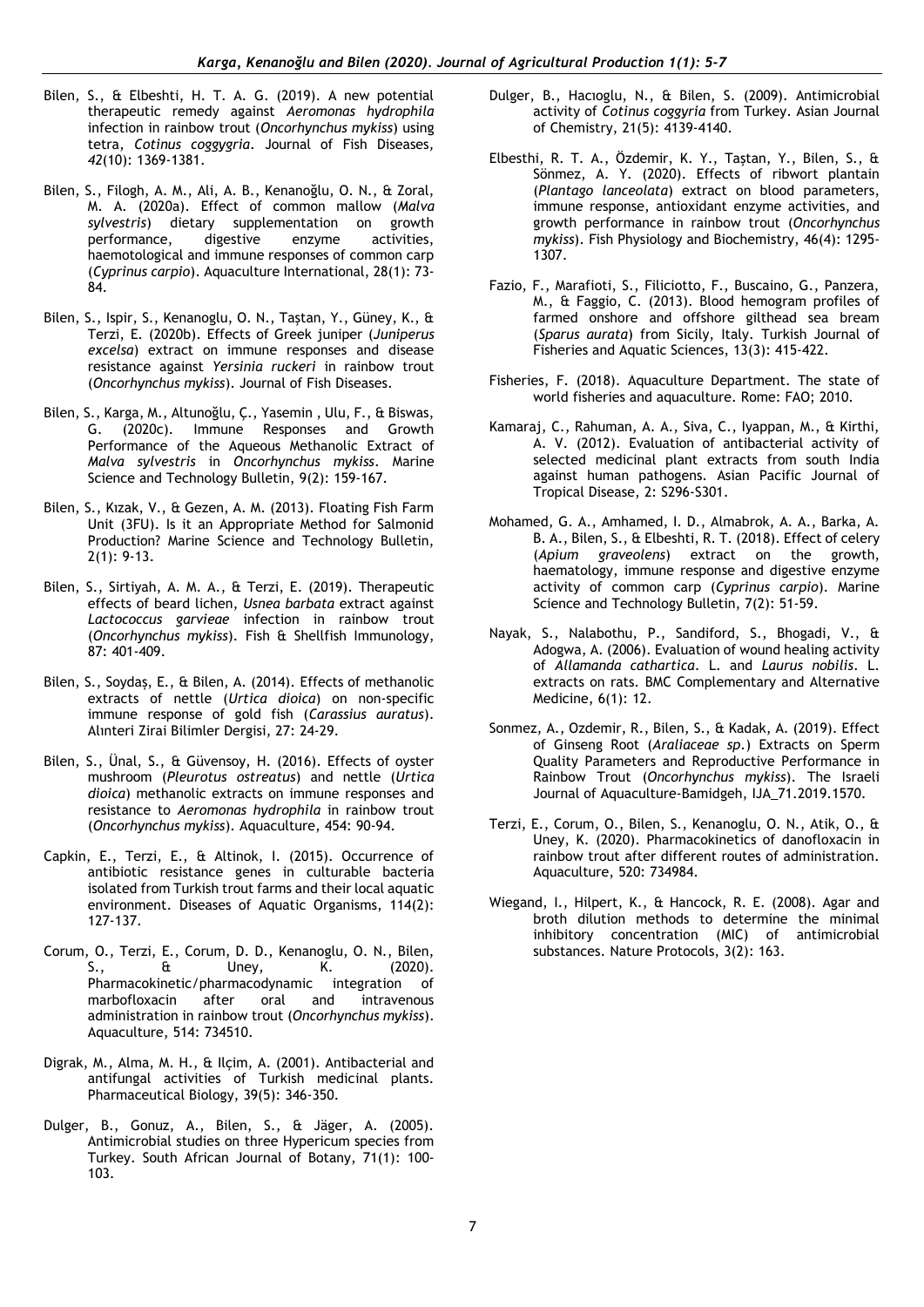Bilen, S., & Elbeshti, H. T. A. G. (2019). A new potential therapeutic remedy against *Aeromonas hydrophila* infection in rainbow trout (*Oncorhynchus mykiss*) using tetra, *Cotinus coggygria*. Journal of Fish Diseases, *42*(10): 1369-1381.

Bilen, S., Filogh, A. M., Ali, A. B., Kenanoğlu, O. N., & Zoral, M. A. (2020a). Effect of common mallow (*Malva sylvestris*) dietary supplementation on growth performance, digestive enzyme activities, haemotological and immune responses of common carp (*Cyprinus carpio*). Aquaculture International, 28(1): 73-84.

Bilen, S., Ispir, S., Kenanoglu, O. N., Taştan, Y., Güney, K., & Terzi, E. (2020b). Effects of Greek juniper (*Juniperus excelsa*) extract on immune responses and disease resistance against *Yersinia ruckeri* in rainbow trout (*Oncorhynchus mykiss*). Journal of Fish Diseases.

Bilen, S., Karga, M., Altunoğlu, Ç., Yasemin , Ulu, F., & Biswas, G. (2020c). Immune Responses and Growth Performance of the Aqueous Methanolic Extract of *Malva sylvestris* in *Oncorhynchus mykiss*. Marine Science and Technology Bulletin, 9(2): 159-167.

Bilen, S., Kızak, V., & Gezen, A. M. (2013). Floating Fish Farm Unit (3FU). Is it an Appropriate Method for Salmonid Production? Marine Science and Technology Bulletin, 2(1): 9-13.

Bilen, S., Sirtiyah, A. M. A., & Terzi, E. (2019). Therapeutic effects of beard lichen, *Usnea barbata* extract against *Lactococcus garvieae* infection in rainbow trout (*Oncorhynchus mykiss*). Fish & Shellfish Immunology, 87: 401-409.

Bilen, S., Soydaş, E., & Bilen, A. (2014). Effects of methanolic extracts of nettle (*Urtica dioica*) on non-specific immune response of gold fish (*Carassius auratus*). Alınteri Zirai Bilimler Dergisi, 27: 24-29.

Bilen, S., Ünal, S., & Güvensoy, H. (2016). Effects of oyster mushroom (*Pleurotus ostreatus*) and nettle (*Urtica dioica*) methanolic extracts on immune responses and resistance to *Aeromonas hydrophila* in rainbow trout (*Oncorhynchus mykiss*). Aquaculture, 454: 90-94.

Capkin, E., Terzi, E., & Altinok, I. (2015). Occurrence of antibiotic resistance genes in culturable bacteria isolated from Turkish trout farms and their local aquatic environment. Diseases of Aquatic Organisms, 114(2): 127-137.

Corum, O., Terzi, E., Corum, D. D., Kenanoglu, O. N., Bilen, S., & Uney, K. (2020). Pharmacokinetic/pharmacodynamic integration of marbofloxacin after oral and intravenous administration in rainbow trout (*Oncorhynchus mykiss*). Aquaculture, 514: 734510.

Digrak, M., Alma, M. H., & Ilçim, A. (2001). Antibacterial and antifungal activities of Turkish medicinal plants. Pharmaceutical Biology, 39(5): 346-350.

Dulger, B., Gonuz, A., Bilen, S., & Jäger, A. (2005). Antimicrobial studies on three Hypericum species from Turkey. South African Journal of Botany, 71(1): 100-103.

Dulger, B., Hacıoglu, N., & Bilen, S. (2009). Antimicrobial activity of *Cotinus coggyria* from Turkey. Asian Journal of Chemistry, 21(5): 4139-4140.

Elbesthi, R. T. A., Özdemir, K. Y., Taştan, Y., Bilen, S., & Sönmez, A. Y. (2020). Effects of ribwort plantain (*Plantago lanceolata*) extract on blood parameters, immune response, antioxidant enzyme activities, and growth performance in rainbow trout (*Oncorhynchus mykiss*). Fish Physiology and Biochemistry, 46(4): 1295-1307.

Fazio, F., Marafioti, S., Filiciotto, F., Buscaino, G., Panzera, M., & Faggio, C. (2013). Blood hemogram profiles of farmed onshore and offshore gilthead sea bream (*Sparus aurata*) from Sicily, Italy. Turkish Journal of Fisheries and Aquatic Sciences, 13(3): 415-422.

Fisheries, F. (2018). Aquaculture Department. The state of world fisheries and aquaculture. Rome: FAO; 2010.

Kamaraj, C., Rahuman, A. A., Siva, C., Iyappan, M., & Kirthi, A. V. (2012). Evaluation of antibacterial activity of selected medicinal plant extracts from south India against human pathogens. Asian Pacific Journal of Tropical Disease, 2: S296-S301.

Mohamed, G. A., Amhamed, I. D., Almabrok, A. A., Barka, A. B. A., Bilen, S., & Elbeshti, R. T. (2018). Effect of celery (*Apium graveolens*) extract on the growth, haematology, immune response and digestive enzyme activity of common carp (*Cyprinus carpio*). Marine Science and Technology Bulletin, 7(2): 51-59.

Nayak, S., Nalabothu, P., Sandiford, S., Bhogadi, V., & Adogwa, A. (2006). Evaluation of wound healing activity of *Allamanda cathartica*. L. and *Laurus nobilis*. L. extracts on rats. BMC Complementary and Alternative Medicine, 6(1): 12.

Sonmez, A., Ozdemir, R., Bilen, S., & Kadak, A. (2019). Effect of Ginseng Root (*Araliaceae sp.*) Extracts on Sperm Quality Parameters and Reproductive Performance in Rainbow Trout (*Oncorhynchus mykiss*). The Israeli Journal of Aquaculture-Bamidgeh, IJA_71.2019.1570.

Terzi, E., Corum, O., Bilen, S., Kenanoglu, O. N., Atik, O., & Uney, K. (2020). Pharmacokinetics of danofloxacin in rainbow trout after different routes of administration. Aquaculture, 520: 734984.

Wiegand, I., Hilpert, K., & Hancock, R. E. (2008). Agar and broth dilution methods to determine the minimal inhibitory concentration (MIC) of antimicrobial substances. Nature Protocols, 3(2): 163.